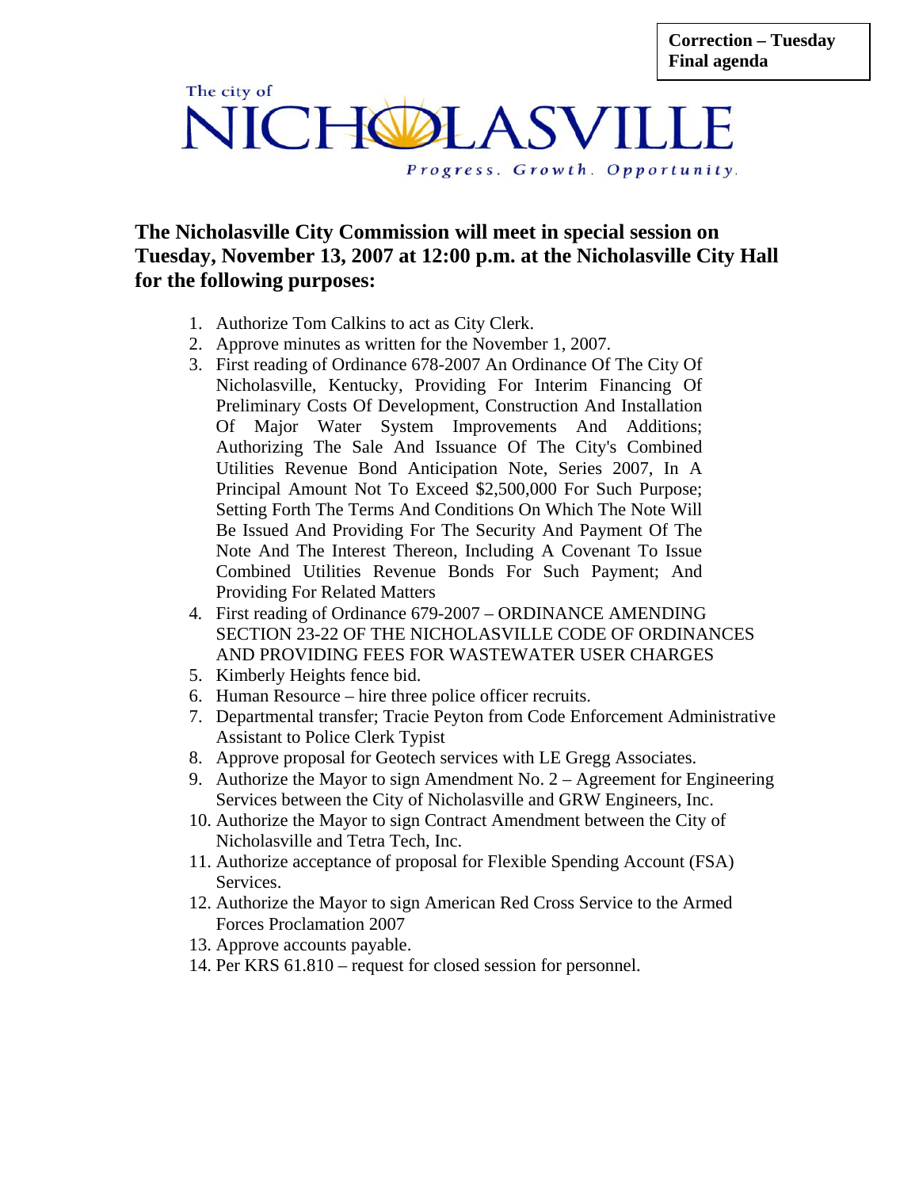**Correction – Tuesday Final agenda**

The city of

# NICHOLASVILLE

*Progress. Growth. Opportunity.*

**The Nicholasville City Commission will meet in special session on Tuesday, November 13, 2007 at 12:00 p.m. at the Nicholasville City Hall for the following purposes:**

1. Authorize Tom Calkins to act as City Clerk.
2. Approve minutes as written for the November 1, 2007.
3. First reading of Ordinance 678-2007 An Ordinance Of The City Of Nicholasville, Kentucky, Providing For Interim Financing Of Preliminary Costs Of Development, Construction And Installation Of Major Water System Improvements And Additions; Authorizing The Sale And Issuance Of The City's Combined Utilities Revenue Bond Anticipation Note, Series 2007, In A Principal Amount Not To Exceed $2,500,000 For Such Purpose; Setting Forth The Terms And Conditions On Which The Note Will Be Issued And Providing For The Security And Payment Of The Note And The Interest Thereon, Including A Covenant To Issue Combined Utilities Revenue Bonds For Such Payment; And Providing For Related Matters
4. First reading of Ordinance 679-2007 – ORDINANCE AMENDING SECTION 23-22 OF THE NICHOLASVILLE CODE OF ORDINANCES AND PROVIDING FEES FOR WASTEWATER USER CHARGES
5. Kimberly Heights fence bid.
6. Human Resource – hire three police officer recruits.
7. Departmental transfer; Tracie Peyton from Code Enforcement Administrative Assistant to Police Clerk Typist
8. Approve proposal for Geotech services with LE Gregg Associates.
9. Authorize the Mayor to sign Amendment No. 2 – Agreement for Engineering Services between the City of Nicholasville and GRW Engineers, Inc.
10. Authorize the Mayor to sign Contract Amendment between the City of Nicholasville and Tetra Tech, Inc.
11. Authorize acceptance of proposal for Flexible Spending Account (FSA) Services.
12. Authorize the Mayor to sign American Red Cross Service to the Armed Forces Proclamation 2007
13. Approve accounts payable.
14. Per KRS 61.810 – request for closed session for personnel.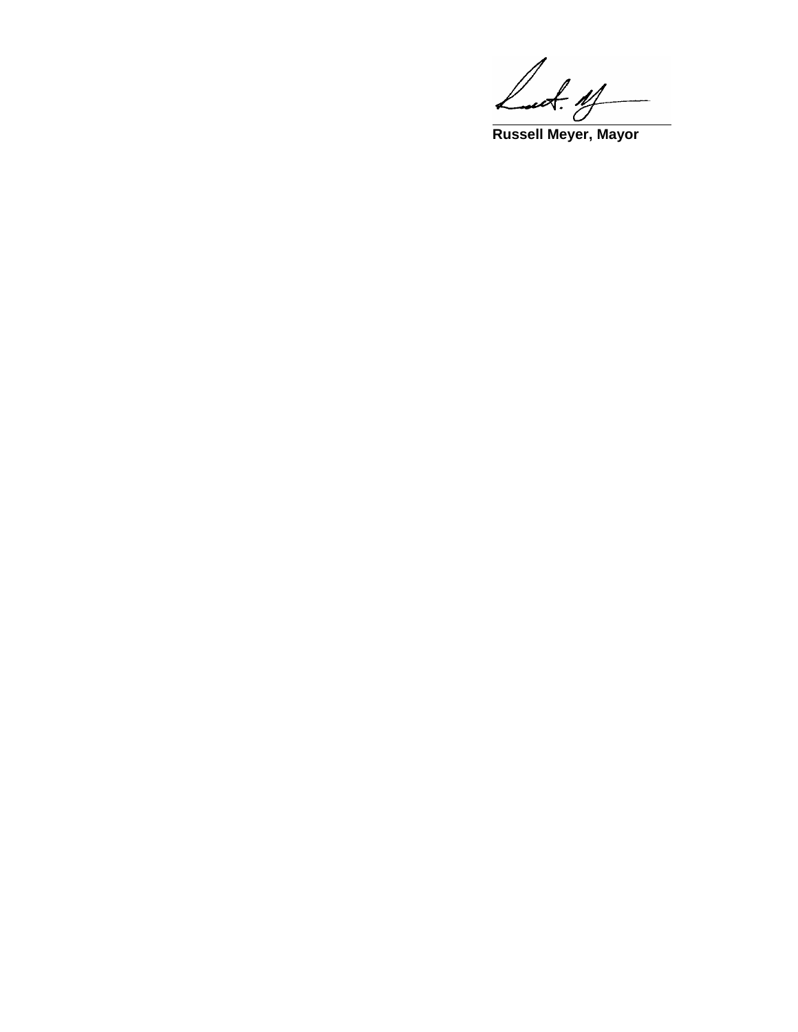**Russell Meyer, Mayor**